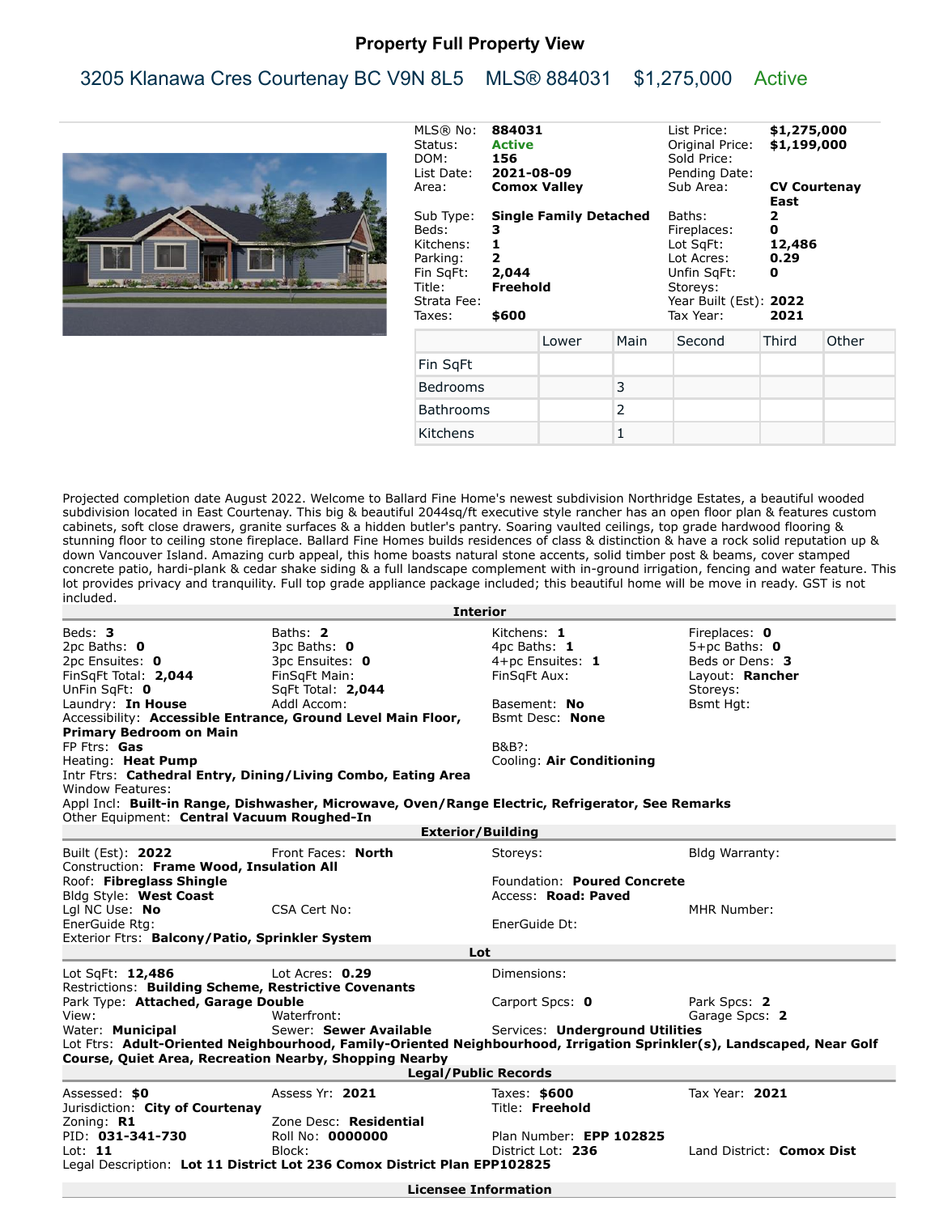# Property Full Property View

## 3205 Klanawa Cres Courtenay BC V9N 8L5 MLS® 884031 $1,275,000 Active

| | | | |
|---|---|---|---|
| MLS® No: | **884031** | List Price: | **$1,275,000** |
| Status: | **Active** | Original Price: | **$1,199,000** |
| DOM: | **156** | Sold Price: | |
| List Date: | **2021-08-09** | Pending Date: | |
| Area: | **Comox Valley** | Sub Area: | **CV Courtenay East** |
| Sub Type: | **Single Family Detached** | Baths: | **2** |
| Beds: | **3** | Fireplaces: | **0** |
| Kitchens: | **1** | Lot SqFt: | **12,486** |
| Parking: | **2** | Lot Acres: | **0.29** |
| Fin SqFt: | **2,044** | Unfin SqFt: | **0** |
| Title: | **Freehold** | Storeys: | |
| Strata Fee: | | Year Built (Est): | **2022** |
| Taxes: | **$600** | Tax Year: | **2021** |

| | Lower | Main | Second | Third | Other |
|---|---|---|---|---|---|
| Fin SqFt | | | | | |
| Bedrooms | | 3 | | | |
| Bathrooms | | 2 | | | |
| Kitchens | | 1 | | | |

Projected completion date August 2022. Welcome to Ballard Fine Home's newest subdivision Northridge Estates, a beautiful wooded subdivision located in East Courtenay. This big & beautiful 2044sq/ft executive style rancher has an open floor plan & features custom cabinets, soft close drawers, granite surfaces & a hidden butler's pantry. Soaring vaulted ceilings, top grade hardwood flooring & stunning floor to ceiling stone fireplace. Ballard Fine Homes builds residences of class & distinction & have a rock solid reputation up & down Vancouver Island. Amazing curb appeal, this home boasts natural stone accents, solid timber post & beams, cover stamped concrete patio, hardi-plank & cedar shake siding & a full landscape complement with in-ground irrigation, fencing and water feature. This lot provides privacy and tranquility. Full top grade appliance package included; this beautiful home will be move in ready. GST is not included.

### Interior

Beds: **3** | Baths: **2** | Kitchens: **1** | Fireplaces: **0**
2pc Baths: **0** | 3pc Baths: **0** | 4pc Baths: **1** | 5+pc Baths: **0**
2pc Ensuites: **0** | 3pc Ensuites: **0** | 4+pc Ensuites: **1** | Beds or Dens: **3**
FinSqFt Total: **2,044** | FinSqFt Main: | FinSqFt Aux: | Layout: **Rancher**
UnFin SqFt: **0** | SqFt Total: **2,044** | | Storeys:
Laundry: **In House** | Addl Accom: | Basement: **No** | Bsmt Hgt:
Accessibility: **Accessible Entrance, Ground Level Main Floor, Primary Bedroom on Main** | Bsmt Desc: **None**
FP Ftrs: **Gas** | B&B?:
Heating: **Heat Pump** | Cooling: **Air Conditioning**
Intr Ftrs: **Cathedral Entry, Dining/Living Combo, Eating Area**
Window Features:
Appl Incl: **Built-in Range, Dishwasher, Microwave, Oven/Range Electric, Refrigerator, See Remarks**
Other Equipment: **Central Vacuum Roughed-In**

### Exterior/Building

Built (Est): **2022** | Front Faces: **North** | Storeys: | Bldg Warranty:
Construction: **Frame Wood, Insulation All**
Roof: **Fibreglass Shingle** | Foundation: **Poured Concrete**
Bldg Style: **West Coast** | Access: **Road: Paved**
Lgl NC Use: **No** | CSA Cert No: | MHR Number:
EnerGuide Rtg: | EnerGuide Dt:
Exterior Ftrs: **Balcony/Patio, Sprinkler System**

### Lot

Lot SqFt: **12,486** | Lot Acres: **0.29** | Dimensions:
Restrictions: **Building Scheme, Restrictive Covenants**
Park Type: **Attached, Garage Double** | Carport Spcs: **0** | Park Spcs: **2**
View: | Waterfront: | Garage Spcs: **2**
Water: **Municipal** | Sewer: **Sewer Available** | Services: **Underground Utilities**
Lot Ftrs: **Adult-Oriented Neighbourhood, Family-Oriented Neighbourhood, Irrigation Sprinkler(s), Landscaped, Near Golf Course, Quiet Area, Recreation Nearby, Shopping Nearby**

### Legal/Public Records

Assessed: **$0** | Assess Yr: **2021** | Taxes: **$600** | Tax Year: **2021**
Jurisdiction: **City of Courtenay** | Title: **Freehold**
Zoning: **R1** | Zone Desc: **Residential**
PID: **031-341-730** | Roll No: **0000000** | Plan Number: **EPP 102825**
Lot: **11** | Block: | District Lot: **236** | Land District: **Comox Dist**
Legal Description: **Lot 11 District Lot 236 Comox District Plan EPP102825**

### Licensee Information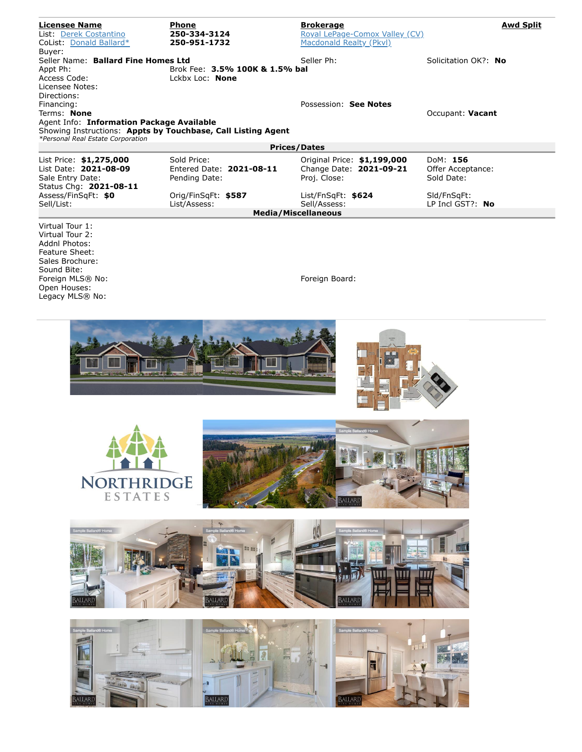| Licensee Name | Phone | Brokerage | Awd Split |
|---|---|---|---|
| List: Derek Costantino | 250-334-3124 | Royal LePage-Comox Valley (CV) | |
| CoList: Donald Ballard* | 250-951-1732 | Macdonald Realty (Pkvl) | |

Buyer:

Seller Name: **Ballard Fine Homes Ltd**

Seller Ph:

Solicitation OK?: **No**

Appt Ph:

Brok Fee: **3.5% 100K & 1.5% bal**

Access Code:

Lckbx Loc: **None**

Licensee Notes:

Directions:

Financing:

Possession: **See Notes**

Terms: **None**

Occupant: **Vacant**

Agent Info: **Information Package Available**

Showing Instructions: **Appts by Touchbase, Call Listing Agent**

*\*Personal Real Estate Corporation*

## Prices/Dates

| | | | |
|---|---|---|---|
| List Price: **$1,275,000** | Sold Price: | Original Price: **$1,199,000** | DoM: **156** |
| List Date: **2021-08-09** | Entered Date: **2021-08-11** | Change Date: **2021-09-21** | Offer Acceptance: |
| Sale Entry Date: | Pending Date: | Proj. Close: | Sold Date: |
| Status Chg: **2021-08-11** | | | |
| Assess/FinSqFt: **$0** | Orig/FinSqFt: **$587** | List/FnSqFt: **$624** | Sld/FnSqFt: |
| Sell/List: | List/Assess: | Sell/Assess: | LP Incl GST?: **No** |

## Media/Miscellaneous

Virtual Tour 1:

Virtual Tour 2:

Addnl Photos:

Feature Sheet:

Sales Brochure:

Sound Bite:

Foreign MLS® No:

Foreign Board:

Open Houses:

Legacy MLS® No: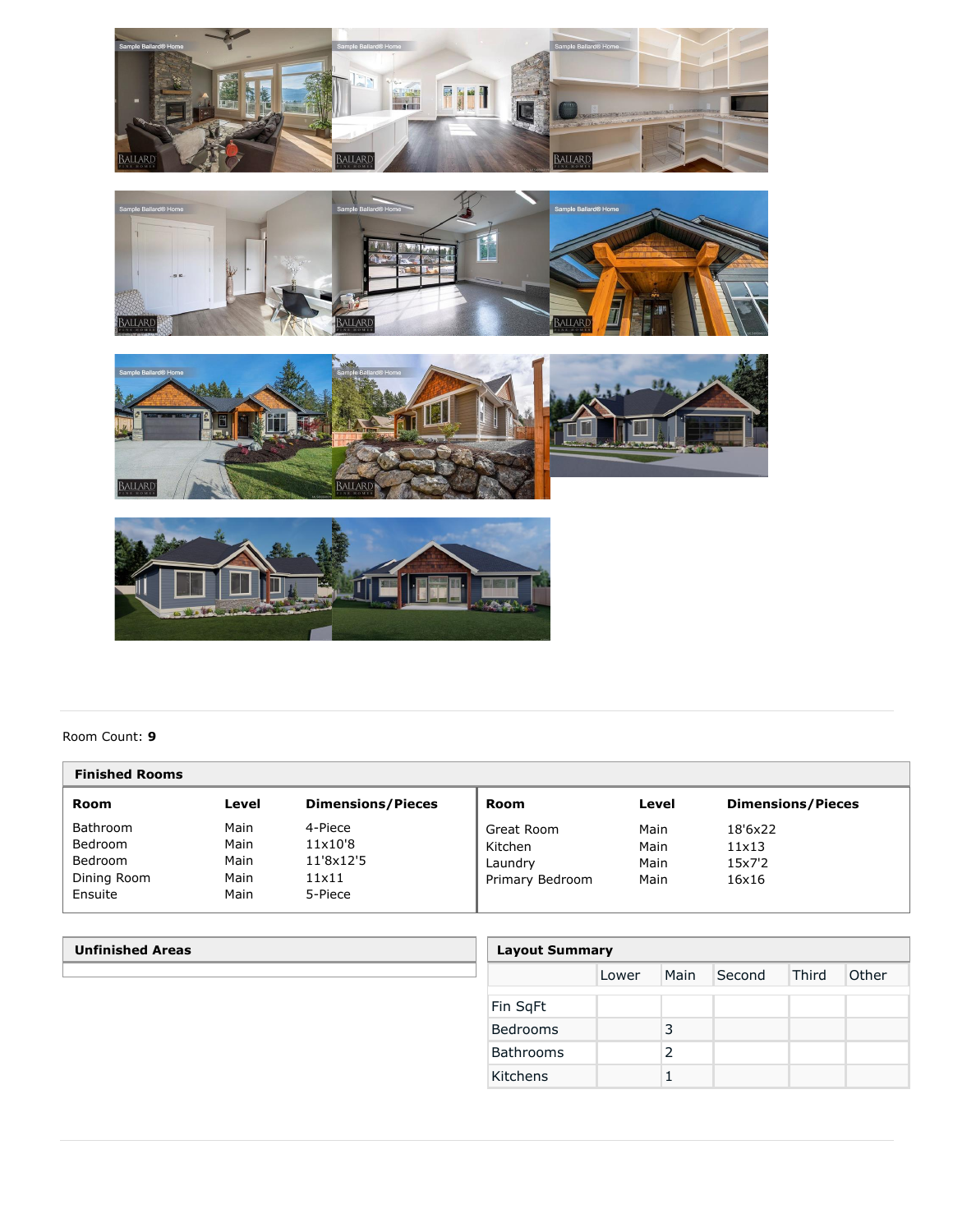Room Count: **9**

**Finished Rooms**

| Room | Level | Dimensions/Pieces |
|---|---|---|
| Bathroom | Main | 4-Piece |
| Bedroom | Main | 11x10'8 |
| Bedroom | Main | 11'8x12'5 |
| Dining Room | Main | 11x11 |
| Ensuite | Main | 5-Piece |
| Great Room | Main | 18'6x22 |
| Kitchen | Main | 11x13 |
| Laundry | Main | 15x7'2 |
| Primary Bedroom | Main | 16x16 |

**Unfinished Areas**

**Layout Summary**

| | Lower | Main | Second | Third | Other |
|---|---|---|---|---|---|
| Fin SqFt | | | | | |
| Bedrooms | | 3 | | | |
| Bathrooms | | 2 | | | |
| Kitchens | | 1 | | | |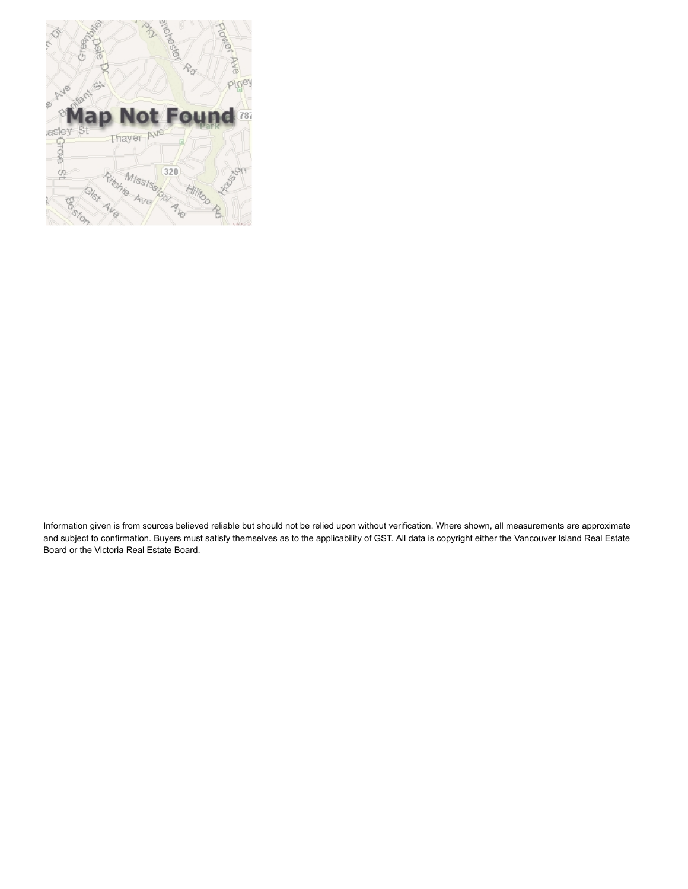Information given is from sources believed reliable but should not be relied upon without verification. Where shown, all measurements are approximate and subject to confirmation. Buyers must satisfy themselves as to the applicability of GST. All data is copyright either the Vancouver Island Real Estate Board or the Victoria Real Estate Board.